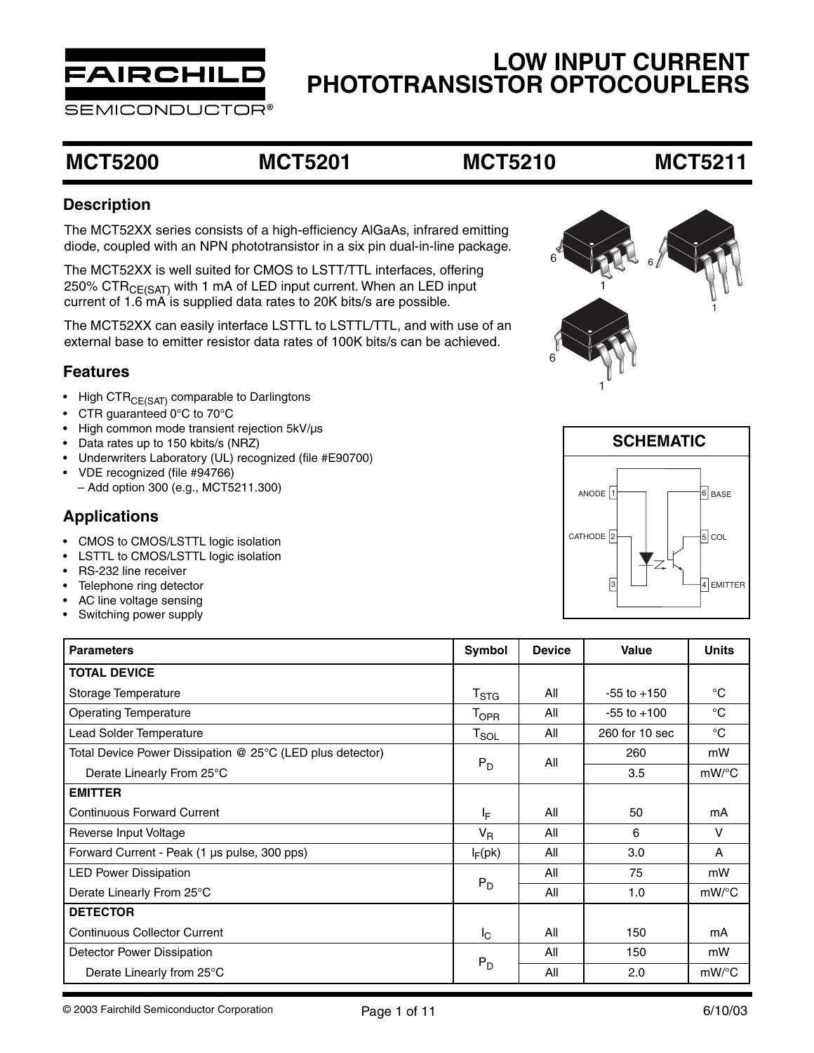# LOW INPUT CURRENT PHOTOTRANSISTOR OPTOCOUPLERS

## MCT5200 MCT5201 MCT5210 MCT5211

### Description

The MCT52XX series consists of a high-efficiency AlGaAs, infrared emitting diode, coupled with an NPN phototransistor in a six pin dual-in-line package.

The MCT52XX is well suited for CMOS to LSTT/TTL interfaces, offering 250% $CTR_{CE(SAT)}$ with 1 mA of LED input current. When an LED input current of 1.6 mA is supplied data rates to 20K bits/s are possible.

The MCT52XX can easily interface LSTTL to LSTTL/TTL, and with use of an external base to emitter resistor data rates of 100K bits/s can be achieved.

### Features

- High $CTR_{CE(SAT)}$ comparable to Darlingtons
- CTR guaranteed 0°C to 70°C
- High common mode transient rejection 5kV/µs
- Data rates up to 150 kbits/s (NRZ)
- Underwriters Laboratory (UL) recognized (file #E90700)
- VDE recognized (file #94766)
  – Add option 300 (e.g., MCT5211.300)

### Applications

- CMOS to CMOS/LSTTL logic isolation
- LSTTL to CMOS/LSTTL logic isolation
- RS-232 line receiver
- Telephone ring detector
- AC line voltage sensing
- Switching power supply

### SCHEMATIC

ANODE 1, CATHODE 2, 3, 6 BASE, 5 COL, 4 EMITTER

| Parameters | Symbol | Device | Value | Units |
|---|---|---|---|---|
| **TOTAL DEVICE** | | | | |
| Storage Temperature | $T_{STG}$ | All | -55 to +150 | °C |
| Operating Temperature | $T_{OPR}$ | All | -55 to +100 | °C |
| Lead Solder Temperature | $T_{SOL}$ | All | 260 for 10 sec | °C |
| Total Device Power Dissipation @ 25°C (LED plus detector) | $P_D$ | All | 260 | mW |
| Derate Linearly From 25°C | | | 3.5 | mW/°C |
| **EMITTER** | | | | |
| Continuous Forward Current | $I_F$ | All | 50 | mA |
| Reverse Input Voltage | $V_R$ | All | 6 | V |
| Forward Current - Peak (1 µs pulse, 300 pps) | $I_F$(pk) | All | 3.0 | A |
| LED Power Dissipation | $P_D$ | All | 75 | mW |
| Derate Linearly From 25°C | | All | 1.0 | mW/°C |
| **DETECTOR** | | | | |
| Continuous Collector Current | $I_C$ | All | 150 | mA |
| Detector Power Dissipation | $P_D$ | All | 150 | mW |
| Derate Linearly from 25°C | | All | 2.0 | mW/°C |

© 2003 Fairchild Semiconductor Corporation 6/10/03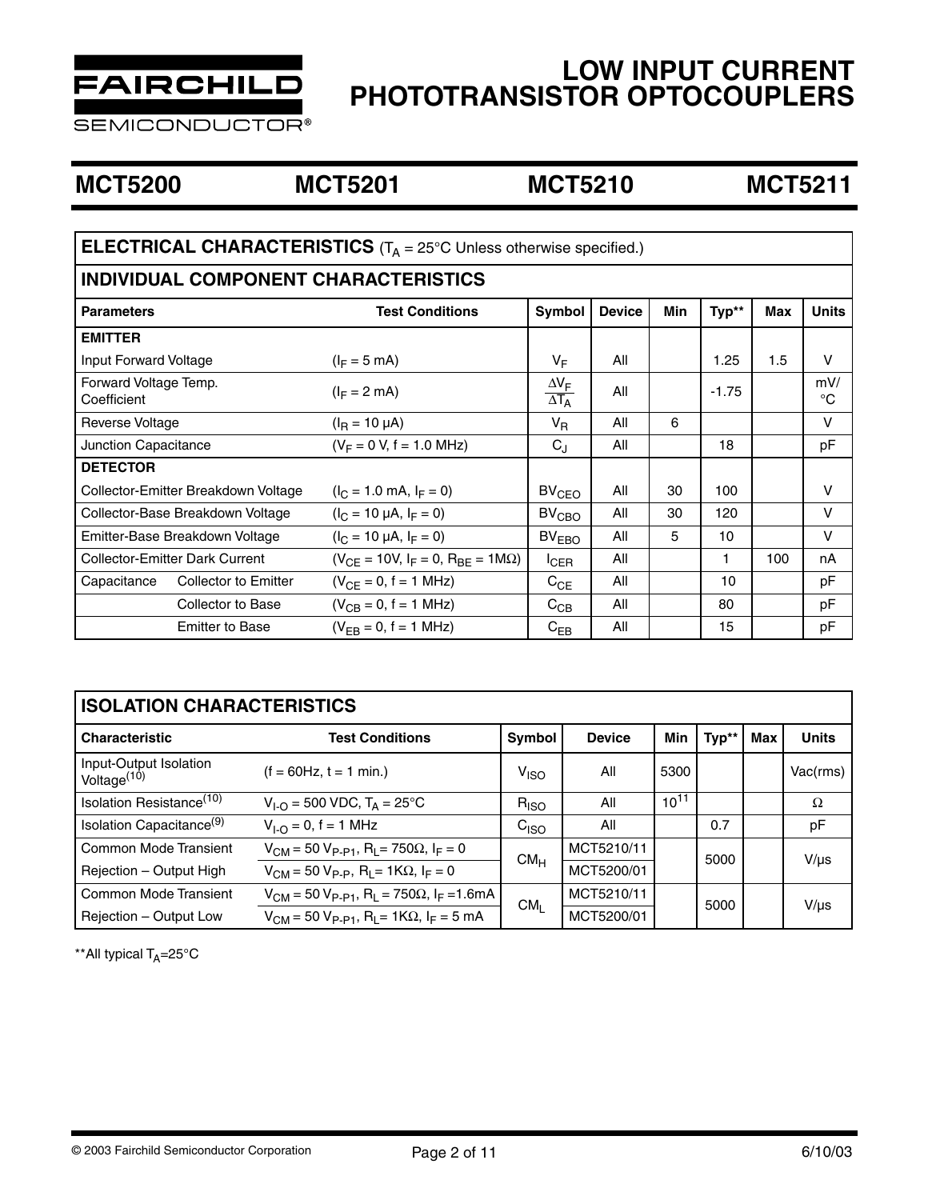# LOW INPUT CURRENT PHOTOTRANSISTOR OPTOCOUPLERS

## MCT5200 MCT5201 MCT5210 MCT5211

### ELECTRICAL CHARACTERISTICS ($T_A$ = 25°C Unless otherwise specified.)

### INDIVIDUAL COMPONENT CHARACTERISTICS

| Parameters | | Test Conditions | Symbol | Device | Min | Typ** | Max | Units |
|---|---|---|---|---|---|---|---|---|
| **EMITTER** | | | | | | | | |
| Input Forward Voltage | | ($I_F$ = 5 mA) | $V_F$ | All | | 1.25 | 1.5 | V |
| Forward Voltage Temp. Coefficient | | ($I_F$ = 2 mA) | $\frac{\Delta V_F}{\Delta T_A}$ | All | | -1.75 | | mV/°C |
| Reverse Voltage | | ($I_R$ = 10 µA) | $V_R$ | All | 6 | | | V |
| Junction Capacitance | | ($V_F$ = 0 V, f = 1.0 MHz) | $C_J$ | All | | 18 | | pF |
| **DETECTOR** | | | | | | | | |
| Collector-Emitter Breakdown Voltage | | ($I_C$ = 1.0 mA, $I_F$ = 0) | $BV_{CEO}$ | All | 30 | 100 | | V |
| Collector-Base Breakdown Voltage | | ($I_C$ = 10 µA, $I_F$ = 0) | $BV_{CBO}$ | All | 30 | 120 | | V |
| Emitter-Base Breakdown Voltage | | ($I_C$ = 10 µA, $I_F$ = 0) | $BV_{EBO}$ | All | 5 | 10 | | V |
| Collector-Emitter Dark Current | | ($V_{CE}$ = 10V, $I_F$ = 0, $R_{BE}$ = 1MΩ) | $I_{CER}$ | All | | 1 | 100 | nA |
| Capacitance | Collector to Emitter | ($V_{CE}$ = 0, f = 1 MHz) | $C_{CE}$ | All | | 10 | | pF |
| | Collector to Base | ($V_{CB}$ = 0, f = 1 MHz) | $C_{CB}$ | All | | 80 | | pF |
| | Emitter to Base | ($V_{EB}$ = 0, f = 1 MHz) | $C_{EB}$ | All | | 15 | | pF |

### ISOLATION CHARACTERISTICS

| Characteristic | Test Conditions | Symbol | Device | Min | Typ** | Max | Units |
|---|---|---|---|---|---|---|---|
| Input-Output Isolation Voltage(10) | (f = 60Hz, t = 1 min.) | $V_{ISO}$ | All | 5300 | | | Vac(rms) |
| Isolation Resistance(10) | $V_{I-O}$ = 500 VDC, $T_A$ = 25°C | $R_{ISO}$ | All | $10^{11}$ | | | Ω |
| Isolation Capacitance(9) | $V_{I-O}$ = 0, f = 1 MHz | $C_{ISO}$ | All | | 0.7 | | pF |
| Common Mode Transient Rejection – Output High | $V_{CM}$ = 50 $V_{P-P1}$, $R_L$= 750Ω, $I_F$ = 0 | $CM_H$ | MCT5210/11 | | 5000 | | V/µs |
| | $V_{CM}$ = 50 $V_{P-P}$, $R_L$= 1KΩ, $I_F$ = 0 | | MCT5200/01 | | | | |
| Common Mode Transient Rejection – Output Low | $V_{CM}$ = 50 $V_{P-P1}$, $R_L$ = 750Ω, $I_F$ =1.6mA | $CM_L$ | MCT5210/11 | | 5000 | | V/µs |
| | $V_{CM}$ = 50 $V_{P-P1}$, $R_L$= 1KΩ, $I_F$ = 5 mA | | MCT5200/01 | | | | |

**All typical $T_A$=25°C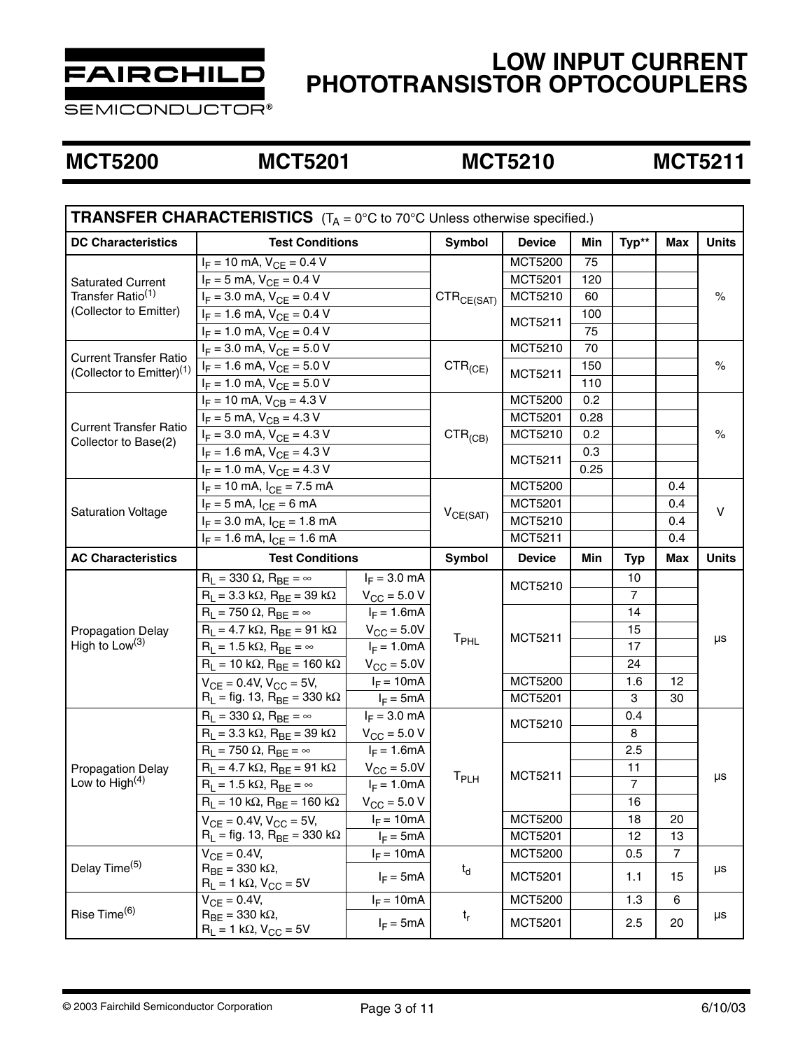# LOW INPUT CURRENT PHOTOTRANSISTOR OPTOCOUPLERS

## MCT5200 MCT5201 MCT5210 MCT5211

**TRANSFER CHARACTERISTICS** ($T_A$ = 0°C to 70°C Unless otherwise specified.)

| DC Characteristics | Test Conditions | | Symbol | Device | Min | Typ** | Max | Units |
|---|---|---|---|---|---|---|---|---|
| Saturated Current Transfer Ratio[1] (Collector to Emitter) | $I_F$ = 10 mA, $V_{CE}$ = 0.4 V | | $CTR_{CE(SAT)}$ | MCT5200 | 75 | | | % |
| | $I_F$ = 5 mA, $V_{CE}$ = 0.4 V | | | MCT5201 | 120 | | | |
| | $I_F$ = 3.0 mA, $V_{CE}$ = 0.4 V | | | MCT5210 | 60 | | | |
| | $I_F$ = 1.6 mA, $V_{CE}$ = 0.4 V | | | MCT5211 | 100 | | | |
| | $I_F$ = 1.0 mA, $V_{CE}$ = 0.4 V | | | | 75 | | | |
| Current Transfer Ratio (Collector to Emitter)[1] | $I_F$ = 3.0 mA, $V_{CE}$ = 5.0 V | | $CTR_{(CE)}$ | MCT5210 | 70 | | | % |
| | $I_F$ = 1.6 mA, $V_{CE}$ = 5.0 V | | | MCT5211 | 150 | | | |
| | $I_F$ = 1.0 mA, $V_{CE}$ = 5.0 V | | | | 110 | | | |
| Current Transfer Ratio Collector to Base(2) | $I_F$ = 10 mA, $V_{CB}$ = 4.3 V | | $CTR_{(CB)}$ | MCT5200 | 0.2 | | | % |
| | $I_F$ = 5 mA, $V_{CB}$ = 4.3 V | | | MCT5201 | 0.28 | | | |
| | $I_F$ = 3.0 mA, $V_{CE}$ = 4.3 V | | | MCT5210 | 0.2 | | | |
| | $I_F$ = 1.6 mA, $V_{CE}$ = 4.3 V | | | MCT5211 | 0.3 | | | |
| | $I_F$ = 1.0 mA, $V_{CE}$ = 4.3 V | | | | 0.25 | | | |
| Saturation Voltage | $I_F$ = 10 mA, $I_{CE}$ = 7.5 mA | | $V_{CE(SAT)}$ | MCT5200 | | | 0.4 | V |
| | $I_F$ = 5 mA, $I_{CE}$ = 6 mA | | | MCT5201 | | | 0.4 | |
| | $I_F$ = 3.0 mA, $I_{CE}$ = 1.8 mA | | | MCT5210 | | | 0.4 | |
| | $I_F$ = 1.6 mA, $I_{CE}$ = 1.6 mA | | | MCT5211 | | | 0.4 | |
| **AC Characteristics** | **Test Conditions** | | **Symbol** | **Device** | **Min** | **Typ** | **Max** | **Units** |
| Propagation Delay High to Low[3] | $R_L$ = 330 Ω, $R_{BE}$ = ∞ | $I_F$ = 3.0 mA | $T_{PHL}$ | MCT5210 | | 10 | | µs |
| | $R_L$ = 3.3 kΩ, $R_{BE}$ = 39 kΩ | $V_{CC}$ = 5.0 V | | | | 7 | | |
| | $R_L$ = 750 Ω, $R_{BE}$ = ∞ | $I_F$ = 1.6mA | | MCT5211 | | 14 | | |
| | $R_L$ = 4.7 kΩ, $R_{BE}$ = 91 kΩ | $V_{CC}$ = 5.0V | | | | 15 | | |
| | $R_L$ = 1.5 kΩ, $R_{BE}$ = ∞ | $I_F$ = 1.0mA | | | | 17 | | |
| | $R_L$ = 10 kΩ, $R_{BE}$ = 160 kΩ | $V_{CC}$ = 5.0V | | | | 24 | | |
| | $V_{CE}$ = 0.4V, $V_{CC}$ = 5V, | $I_F$ = 10mA | | MCT5200 | | 1.6 | 12 | |
| | $R_L$ = fig. 13, $R_{BE}$ = 330 kΩ | $I_F$ = 5mA | | MCT5201 | | 3 | 30 | |
| Propagation Delay Low to High[4] | $R_L$ = 330 Ω, $R_{BE}$ = ∞ | $I_F$ = 3.0 mA | $T_{PLH}$ | MCT5210 | | 0.4 | | µs |
| | $R_L$ = 3.3 kΩ, $R_{BE}$ = 39 kΩ | $V_{CC}$ = 5.0 V | | | | 8 | | |
| | $R_L$ = 750 Ω, $R_{BE}$ = ∞ | $I_F$ = 1.6mA | | MCT5211 | | 2.5 | | |
| | $R_L$ = 4.7 kΩ, $R_{BE}$ = 91 kΩ | $V_{CC}$ = 5.0V | | | | 11 | | |
| | $R_L$ = 1.5 kΩ, $R_{BE}$ = ∞ | $I_F$ = 1.0mA | | | | 7 | | |
| | $R_L$ = 10 kΩ, $R_{BE}$ = 160 kΩ | $V_{CC}$ = 5.0 V | | | | 16 | | |
| | $V_{CE}$ = 0.4V, $V_{CC}$ = 5V, | $I_F$ = 10mA | | MCT5200 | | 18 | 20 | |
| | $R_L$ = fig. 13, $R_{BE}$ = 330 kΩ | $I_F$ = 5mA | | MCT5201 | | 12 | 13 | |
| Delay Time[5] | $V_{CE}$ = 0.4V, $R_{BE}$ = 330 kΩ, $R_L$ = 1 kΩ, $V_{CC}$ = 5V | $I_F$ = 10mA | $t_d$ | MCT5200 | | 0.5 | 7 | µs |
| | | $I_F$ = 5mA | | MCT5201 | | 1.1 | 15 | |
| Rise Time[6] | $V_{CE}$ = 0.4V, $R_{BE}$ = 330 kΩ, $R_L$ = 1 kΩ, $V_{CC}$ = 5V | $I_F$ = 10mA | $t_r$ | MCT5200 | | 1.3 | 6 | µs |
| | | $I_F$ = 5mA | | MCT5201 | | 2.5 | 20 | |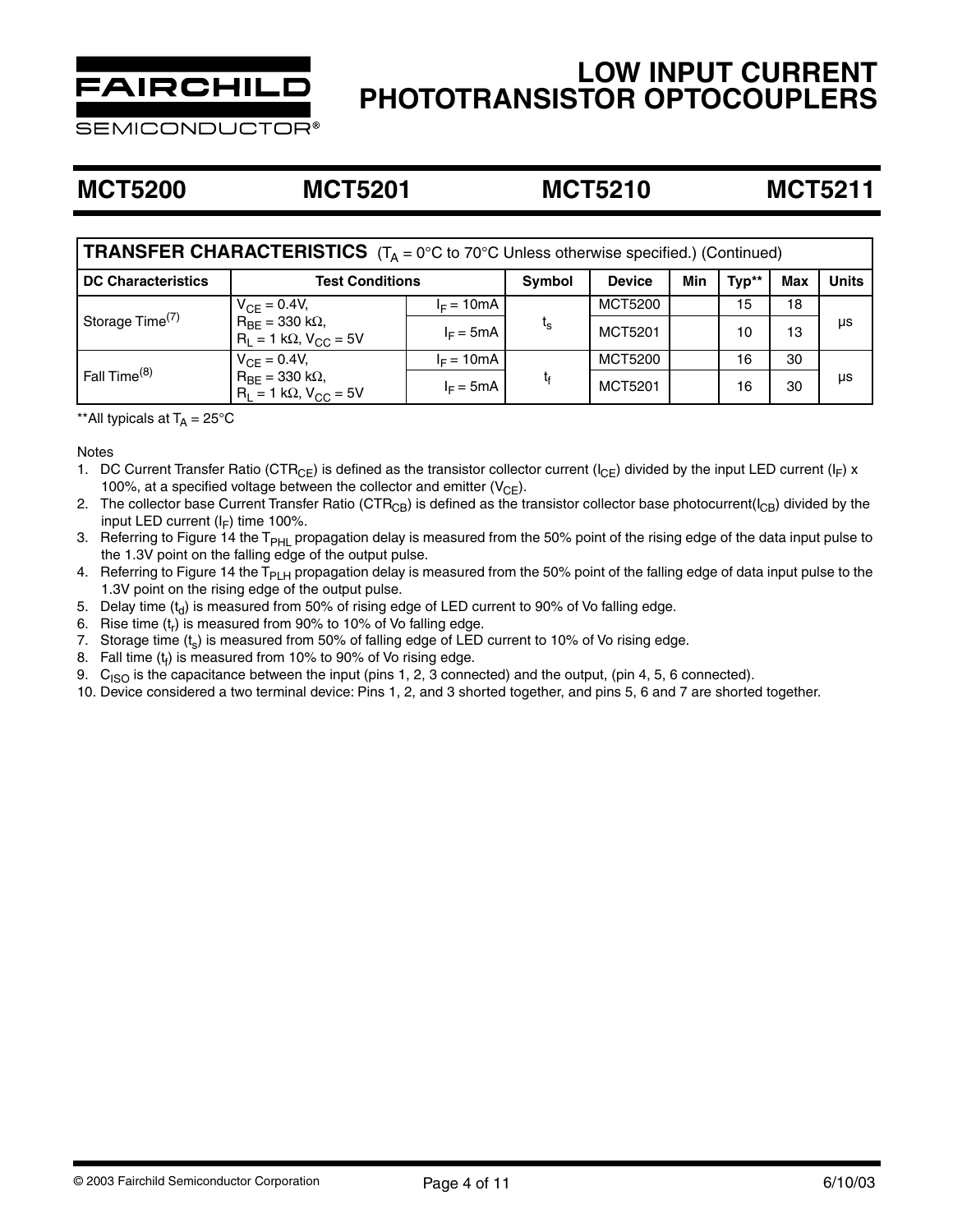# LOW INPUT CURRENT PHOTOTRANSISTOR OPTOCOUPLERS

## MCT5200 MCT5201 MCT5210 MCT5211

| **TRANSFER CHARACTERISTICS** ($T_A$ = 0°C to 70°C Unless otherwise specified.) (Continued) | | | | | | | | |
|---|---|---|---|---|---|---|---|---|
| **DC Characteristics** | **Test Conditions** | | **Symbol** | **Device** | **Min** | **Typ\*\*** | **Max** | **Units** |
| Storage Time[7] | $V_{CE}$ = 0.4V, $R_{BE}$ = 330 kΩ, $R_L$ = 1 kΩ, $V_{CC}$ = 5V | $I_F$ = 10mA | $t_s$ | MCT5200 | | 15 | 18 | µs |
| | | $I_F$ = 5mA | | MCT5201 | | 10 | 13 | |
| Fall Time[8] | $V_{CE}$ = 0.4V, $R_{BE}$ = 330 kΩ, $R_L$ = 1 kΩ, $V_{CC}$ = 5V | $I_F$ = 10mA | $t_f$ | MCT5200 | | 16 | 30 | µs |
| | | $I_F$ = 5mA | | MCT5201 | | 16 | 30 | |

**All typicals at $T_A$ = 25°C

Notes

1. DC Current Transfer Ratio ($CTR_{CE}$) is defined as the transistor collector current ($I_{CE}$) divided by the input LED current ($I_F$) x 100%, at a specified voltage between the collector and emitter ($V_{CE}$).
2. The collector base Current Transfer Ratio ($CTR_{CB}$) is defined as the transistor collector base photocurrent($I_{CB}$) divided by the input LED current ($I_F$) time 100%.
3. Referring to Figure 14 the $T_{PHL}$ propagation delay is measured from the 50% point of the rising edge of the data input pulse to the 1.3V point on the falling edge of the output pulse.
4. Referring to Figure 14 the $T_{PLH}$ propagation delay is measured from the 50% point of the falling edge of data input pulse to the 1.3V point on the rising edge of the output pulse.
5. Delay time ($t_d$) is measured from 50% of rising edge of LED current to 90% of Vo falling edge.
6. Rise time ($t_r$) is measured from 90% to 10% of Vo falling edge.
7. Storage time ($t_s$) is measured from 50% of falling edge of LED current to 10% of Vo rising edge.
8. Fall time ($t_f$) is measured from 10% to 90% of Vo rising edge.
9. $C_{ISO}$ is the capacitance between the input (pins 1, 2, 3 connected) and the output, (pin 4, 5, 6 connected).
10. Device considered a two terminal device: Pins 1, 2, and 3 shorted together, and pins 5, 6 and 7 are shorted together.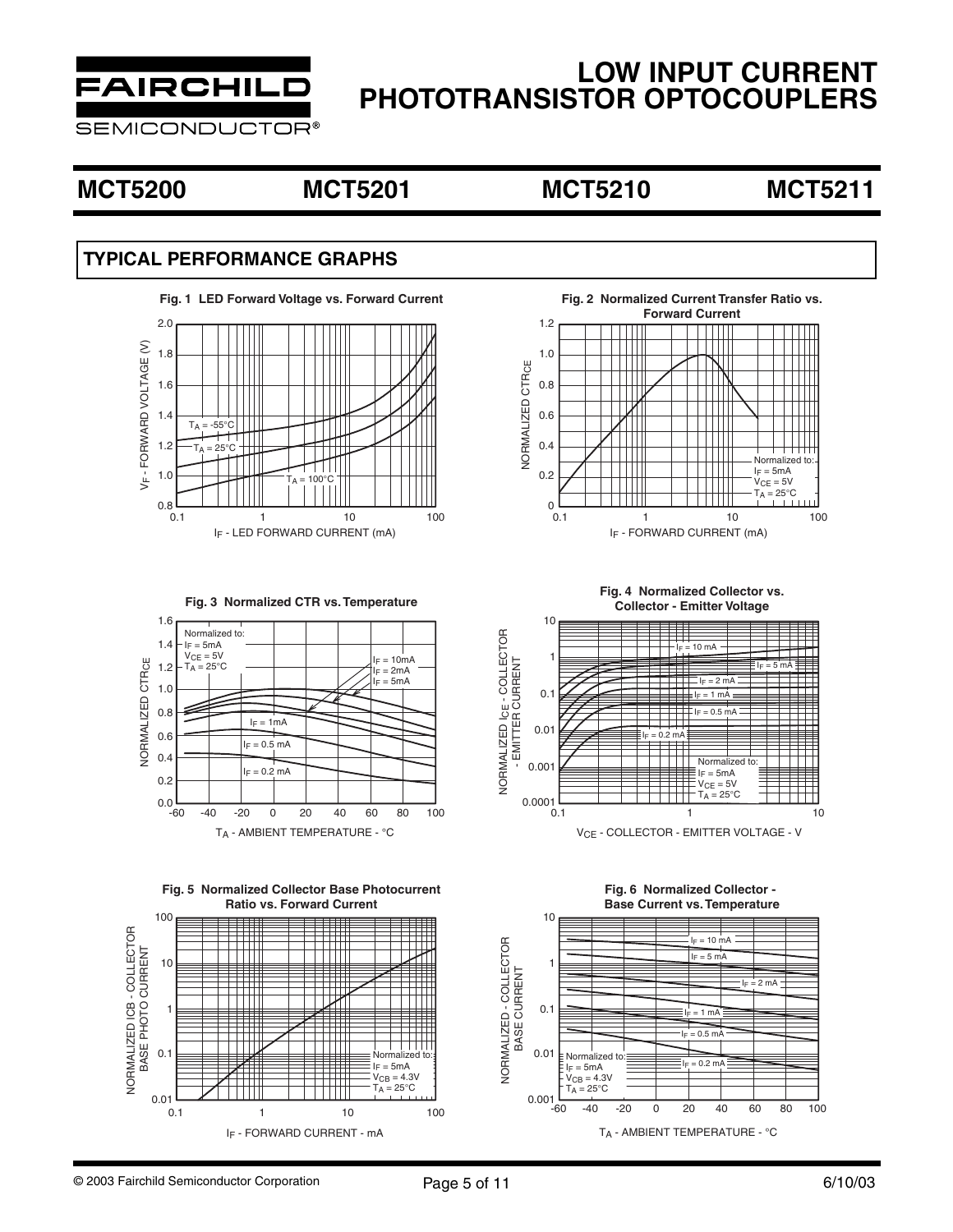## MCT5200 MCT5201 MCT5210 MCT5211

## TYPICAL PERFORMANCE GRAPHS

**Fig. 1 LED Forward Voltage vs. Forward Current**

$V_F$ - FORWARD VOLTAGE (V) vs. $I_F$ - LED FORWARD CURRENT (mA)

$T_A$ = -55°C, $T_A$ = 25°C, $T_A$ = 100°C

**Fig. 2 Normalized Current Transfer Ratio vs. Forward Current**

NORMALIZED $CTR_{CE}$ vs. $I_F$ - FORWARD CURRENT (mA)

Normalized to: $I_F$ = 5mA, $V_{CE}$ = 5V, $T_A$ = 25°C

**Fig. 3 Normalized CTR vs. Temperature**

NORMALIZED $CTR_{CE}$ vs. $T_A$ - AMBIENT TEMPERATURE - °C

Normalized to: $I_F$ = 5mA, $V_{CE}$ = 5V, $T_A$ = 25°C

$I_F$ = 10mA, $I_F$ = 2mA, $I_F$ = 5mA, $I_F$ = 1mA, $I_F$ = 0.5 mA, $I_F$ = 0.2 mA

**Fig. 4 Normalized Collector vs. Collector - Emitter Voltage**

NORMALIZED $I_{CE}$ - COLLECTOR - EMITTER CURRENT vs. $V_{CE}$ - COLLECTOR - EMITTER VOLTAGE - V

$I_F$ = 10 mA, $I_F$ = 5 mA, $I_F$ = 2 mA, $I_F$ = 1 mA, $I_F$ = 0.5 mA, $I_F$ = 0.2 mA

Normalized to: $I_F$ = 5mA, $V_{CE}$ = 5V, $T_A$ = 25°C

**Fig. 5 Normalized Collector Base Photocurrent Ratio vs. Forward Current**

NORMALIZED ICB - COLLECTOR BASE PHOTO CURRENT vs. $I_F$ - FORWARD CURRENT - mA

Normalized to: $I_F$ = 5mA, $V_{CB}$ = 4.3V, $T_A$ = 25°C

**Fig. 6 Normalized Collector - Base Current vs. Temperature**

NORMALIZED - COLLECTOR BASE CURRENT vs. $T_A$ - AMBIENT TEMPERATURE - °C

$I_F$ = 10 mA, $I_F$ = 5 mA, $I_F$ = 2 mA, $I_F$ = 1 mA, $I_F$ = 0.5 mA, $I_F$ = 0.2 mA

Normalized to: $I_F$ = 5mA, $V_{CB}$ = 4.3V, $T_A$ = 25°C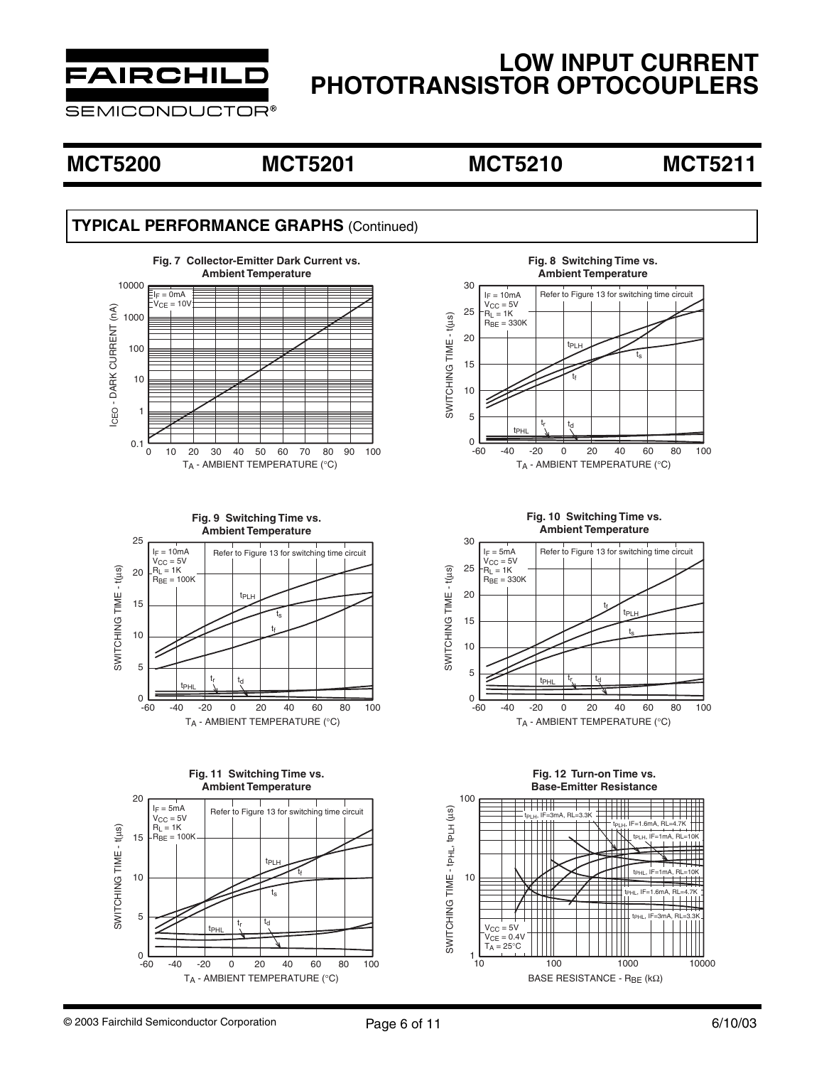# MCT5200 MCT5201 MCT5210 MCT5211

## TYPICAL PERFORMANCE GRAPHS (Continued)

**Fig. 7 Collector-Emitter Dark Current vs. Ambient Temperature**

$I_F$ = 0mA
$V_{CE}$ = 10V

$I_{CEO}$ - DARK CURRENT (nA)

$T_A$ - AMBIENT TEMPERATURE (°C)

**Fig. 8 Switching Time vs. Ambient Temperature**

$I_F$ = 10mA
$V_{CC}$ = 5V
$R_L$ = 1K
$R_{BE}$ = 330K

Refer to Figure 13 for switching time circuit

SWITCHING TIME - t(μs)

$T_A$ - AMBIENT TEMPERATURE (°C)

**Fig. 9 Switching Time vs. Ambient Temperature**

$I_F$ = 10mA
$V_{CC}$ = 5V
$R_L$ = 1K
$R_{BE}$ = 100K

Refer to Figure 13 for switching time circuit

SWITCHING TIME - t(μs)

$T_A$ - AMBIENT TEMPERATURE (°C)

**Fig. 10 Switching Time vs. Ambient Temperature**

$I_F$ = 5mA
$V_{CC}$ = 5V
$R_L$ = 1K
$R_{BE}$ = 330K

Refer to Figure 13 for switching time circuit

SWITCHING TIME - t(μs)

$T_A$ - AMBIENT TEMPERATURE (°C)

**Fig. 11 Switching Time vs. Ambient Temperature**

$I_F$ = 5mA
$V_{CC}$ = 5V
$R_L$ = 1K
$R_{BE}$ = 100K

Refer to Figure 13 for switching time circuit

SWITCHING TIME - t(μs)

$T_A$ - AMBIENT TEMPERATURE (°C)

**Fig. 12 Turn-on Time vs. Base-Emitter Resistance**

$t_{PLH}$, IF=3mA, RL=3.3K
$t_{PLH}$, IF=1.6mA, RL=4.7K
$t_{PLH}$, IF=1mA, RL=10K
$t_{PHL}$, IF=1mA, RL=10K
$t_{PHL}$, IF=1.6mA, RL=4.7K
$t_{PHL}$, IF=3mA, RL=3.3K

$V_{CC}$ = 5V
$V_{CE}$ = 0.4V
$T_A$ = 25°C

SWITCHING TIME - $t_{PHL}$, $t_{PLH}$ (μs)

BASE RESISTANCE - $R_{BE}$ (kΩ)

© 2003 Fairchild Semiconductor Corporation 6/10/03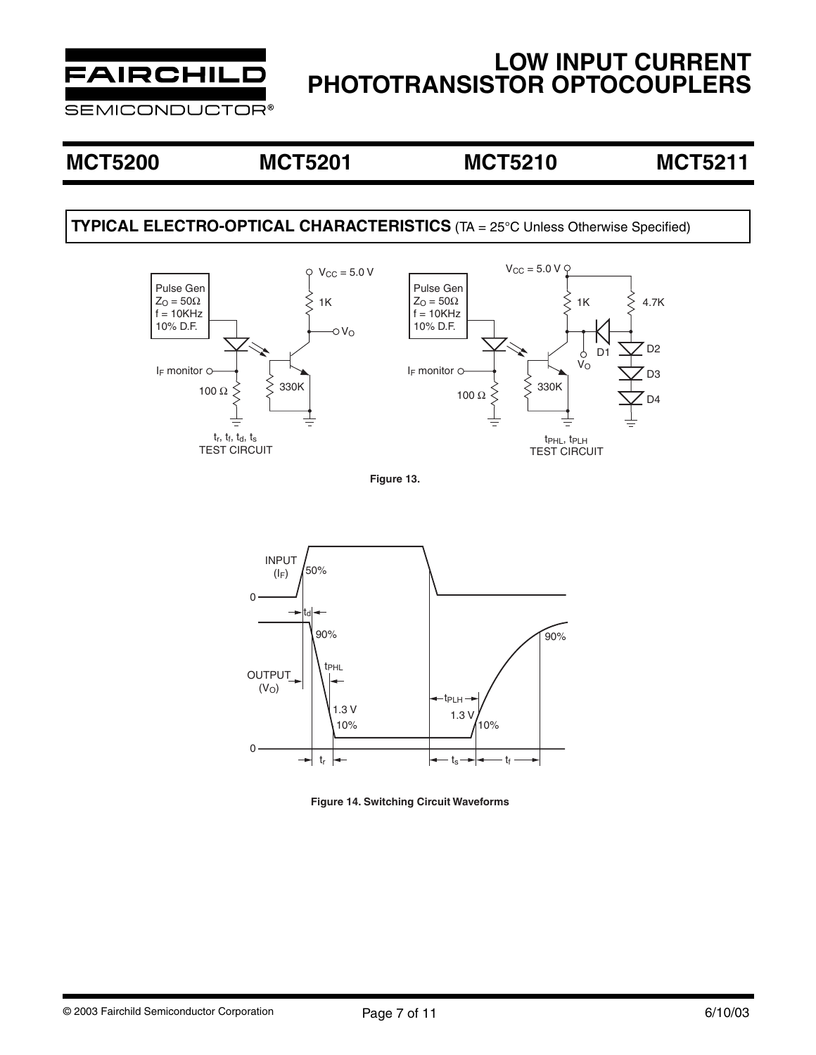# MCT5200 MCT5201 MCT5210 MCT5211

## TYPICAL ELECTRO-OPTICAL CHARACTERISTICS (TA = 25°C Unless Otherwise Specified)

Pulse Gen
$Z_O = 50\Omega$
f = 10KHz
10% D.F.

$V_{CC}$ = 5.0 V

1K

$V_O$

$I_F$ monitor

100 Ω

330K

$t_r$, $t_f$, $t_d$, $t_s$
TEST CIRCUIT

Pulse Gen
$Z_O = 50\Omega$
f = 10KHz
10% D.F.

$V_{CC}$ = 5.0 V

1K

4.7K

D1

D2

D3

D4

$V_O$

$I_F$ monitor

100 Ω

330K

$t_{PHL}$, $t_{PLH}$
TEST CIRCUIT

**Figure 13.**

INPUT ($I_F$)

50%

0

$t_d$

90%

90%

OUTPUT ($V_O$)

$t_{PHL}$

$t_{PLH}$

1.3 V

10%

1.3 V

10%

0

$t_r$

$t_s$

$t_f$

**Figure 14. Switching Circuit Waveforms**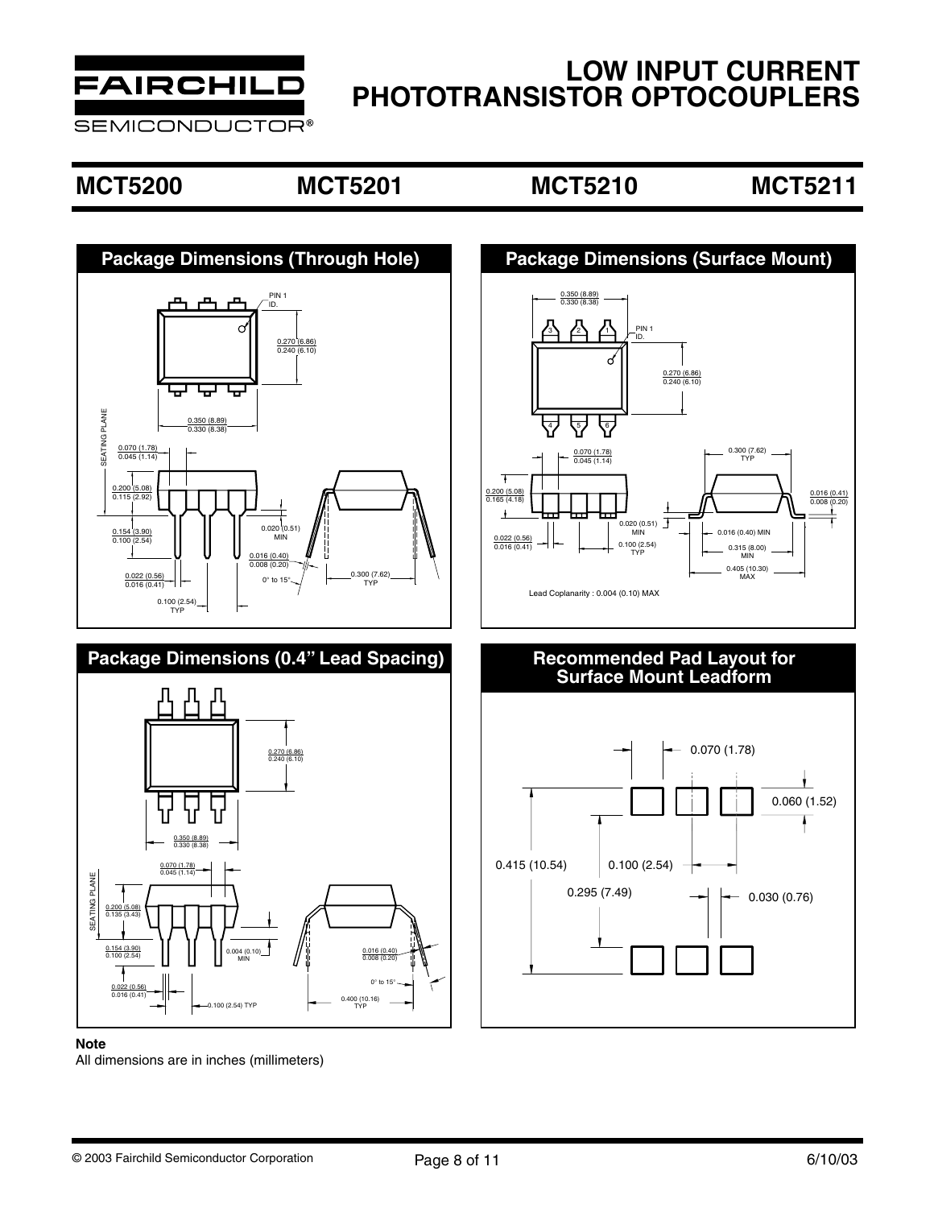# LOW INPUT CURRENT PHOTOTRANSISTOR OPTOCOUPLERS

## MCT5200 MCT5201 MCT5210 MCT5211

### Package Dimensions (Through Hole)

PIN 1 ID.

0.270 (6.86)
0.240 (6.10)

0.350 (8.89)
0.330 (8.38)

SEATING PLANE

0.070 (1.78)
0.045 (1.14)

0.200 (5.08)
0.115 (2.92)

0.154 (3.90)
0.100 (2.54)

0.020 (0.51) MIN

0.016 (0.40)
0.008 (0.20)

0.022 (0.56)
0.016 (0.41)

0° to 15°

0.300 (7.62) TYP

0.100 (2.54) TYP

### Package Dimensions (Surface Mount)

0.350 (8.89)
0.330 (8.38)

PIN 1 ID.

0.270 (6.86)
0.240 (6.10)

0.070 (1.78)
0.045 (1.14)

0.300 (7.62) TYP

0.200 (5.08)
0.165 (4.18)

0.016 (0.41)
0.008 (0.20)

0.020 (0.51) MIN

0.022 (0.56)
0.016 (0.41)

0.100 (2.54) TYP

0.016 (0.40) MIN

0.315 (8.00) MIN

0.405 (10.30) MAX

Lead Coplanarity : 0.004 (0.10) MAX

### Package Dimensions (0.4" Lead Spacing)

0.270 (6.86)
0.240 (6.10)

0.350 (8.89)
0.330 (8.38)

0.070 (1.78)
0.045 (1.14)

SEATING PLANE

0.200 (5.08)
0.135 (3.43)

0.154 (3.90)
0.100 (2.54)

0.004 (0.10) MIN

0.016 (0.40)
0.008 (0.20)

0° to 15°

0.022 (0.56)
0.016 (0.41)

0.100 (2.54) TYP

0.400 (10.16) TYP

### Recommended Pad Layout for Surface Mount Leadform

0.070 (1.78)

0.060 (1.52)

0.415 (10.54)

0.100 (2.54)

0.295 (7.49)

0.030 (0.76)

**Note**
All dimensions are in inches (millimeters)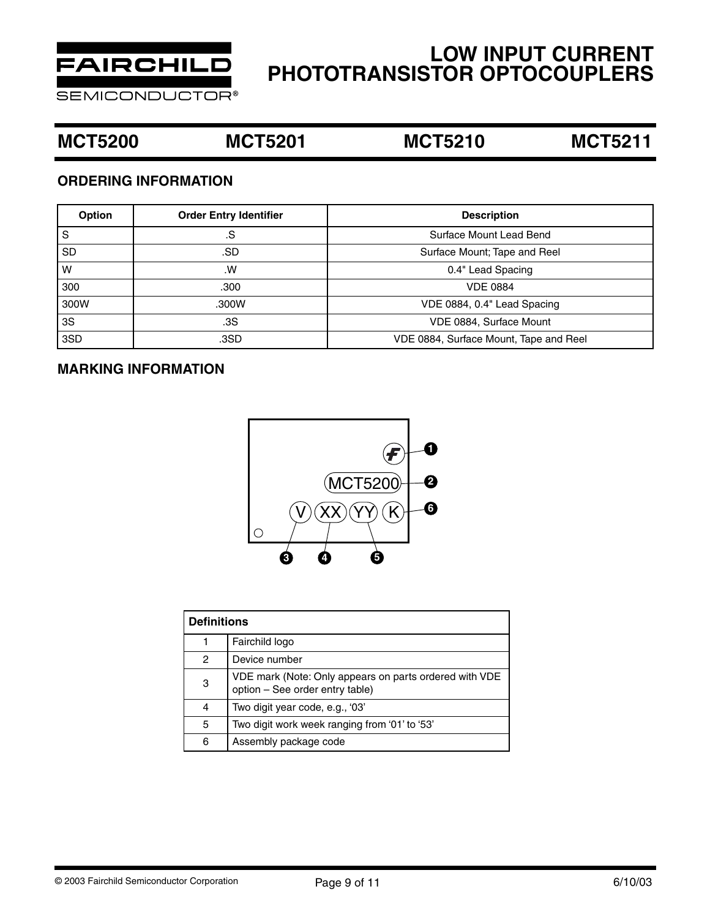# LOW INPUT CURRENT PHOTOTRANSISTOR OPTOCOUPLERS

## MCT5200 MCT5201 MCT5210 MCT5211

### ORDERING INFORMATION

| Option | Order Entry Identifier | Description |
|---|---|---|
| S | .S | Surface Mount Lead Bend |
| SD | .SD | Surface Mount; Tape and Reel |
| W | .W | 0.4" Lead Spacing |
| 300 | .300 | VDE 0884 |
| 300W | .300W | VDE 0884, 0.4" Lead Spacing |
| 3S | .3S | VDE 0884, Surface Mount |
| 3SD | .3SD | VDE 0884, Surface Mount, Tape and Reel |

### MARKING INFORMATION

MCT5200

V XX YY K

| Definitions | |
|---|---|
| 1 | Fairchild logo |
| 2 | Device number |
| 3 | VDE mark (Note: Only appears on parts ordered with VDE option – See order entry table) |
| 4 | Two digit year code, e.g., '03' |
| 5 | Two digit work week ranging from '01' to '53' |
| 6 | Assembly package code |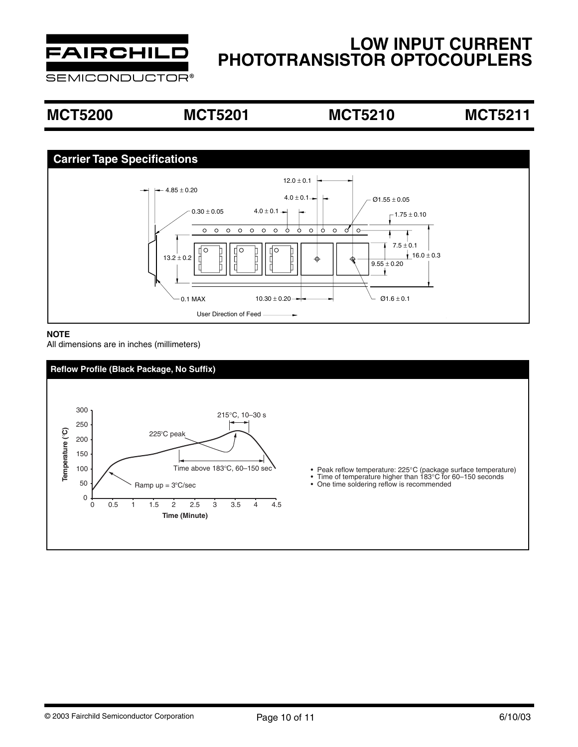# LOW INPUT CURRENT PHOTOTRANSISTOR OPTOCOUPLERS

## MCT5200 MCT5201 MCT5210 MCT5211

## Carrier Tape Specifications

12.0 ± 0.1

4.85 ± 0.20

4.0 ± 0.1

Ø1.55 ± 0.05

0.30 ± 0.05

4.0 ± 0.1

1.75 ± 0.10

7.5 ± 0.1

13.2 ± 0.2

16.0 ± 0.3

9.55 ± 0.20

0.1 MAX

10.30 ± 0.20

Ø1.6 ± 0.1

User Direction of Feed

**NOTE**

All dimensions are in inches (millimeters)

## Reflow Profile (Black Package, No Suffix)

Temperature (°C) vs. Time (Minute)

215°C, 10–30 s

225°C peak

Time above 183°C, 60–150 sec

Ramp up = 3°C/sec

- Peak reflow temperature: 225°C (package surface temperature)
- Time of temperature higher than 183°C for 60–150 seconds
- One time soldering reflow is recommended

© 2003 Fairchild Semiconductor Corporation 6/10/03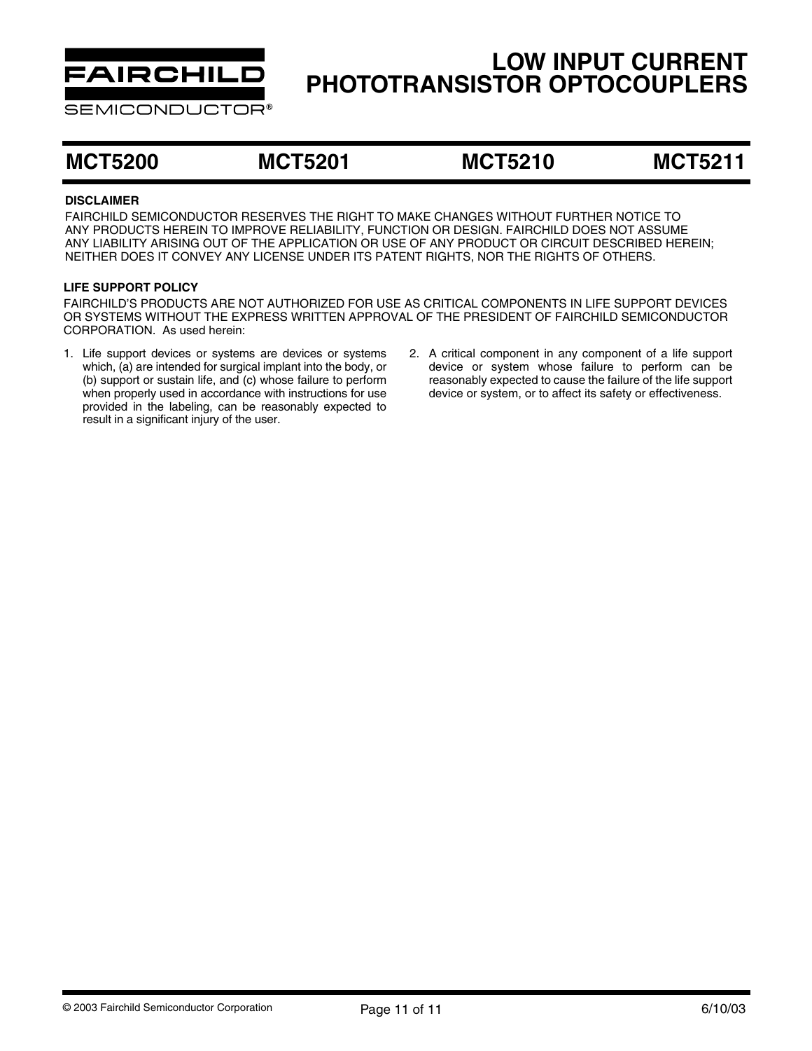# LOW INPUT CURRENT PHOTOTRANSISTOR OPTOCOUPLERS

## MCT5200 MCT5201 MCT5210 MCT5211

**DISCLAIMER**

FAIRCHILD SEMICONDUCTOR RESERVES THE RIGHT TO MAKE CHANGES WITHOUT FURTHER NOTICE TO ANY PRODUCTS HEREIN TO IMPROVE RELIABILITY, FUNCTION OR DESIGN. FAIRCHILD DOES NOT ASSUME ANY LIABILITY ARISING OUT OF THE APPLICATION OR USE OF ANY PRODUCT OR CIRCUIT DESCRIBED HEREIN; NEITHER DOES IT CONVEY ANY LICENSE UNDER ITS PATENT RIGHTS, NOR THE RIGHTS OF OTHERS.

**LIFE SUPPORT POLICY**

FAIRCHILD'S PRODUCTS ARE NOT AUTHORIZED FOR USE AS CRITICAL COMPONENTS IN LIFE SUPPORT DEVICES OR SYSTEMS WITHOUT THE EXPRESS WRITTEN APPROVAL OF THE PRESIDENT OF FAIRCHILD SEMICONDUCTOR CORPORATION. As used herein:

1. Life support devices or systems are devices or systems which, (a) are intended for surgical implant into the body, or (b) support or sustain life, and (c) whose failure to perform when properly used in accordance with instructions for use provided in the labeling, can be reasonably expected to result in a significant injury of the user.
2. A critical component in any component of a life support device or system whose failure to perform can be reasonably expected to cause the failure of the life support device or system, or to affect its safety or effectiveness.

© 2003 Fairchild Semiconductor Corporation 6/10/03